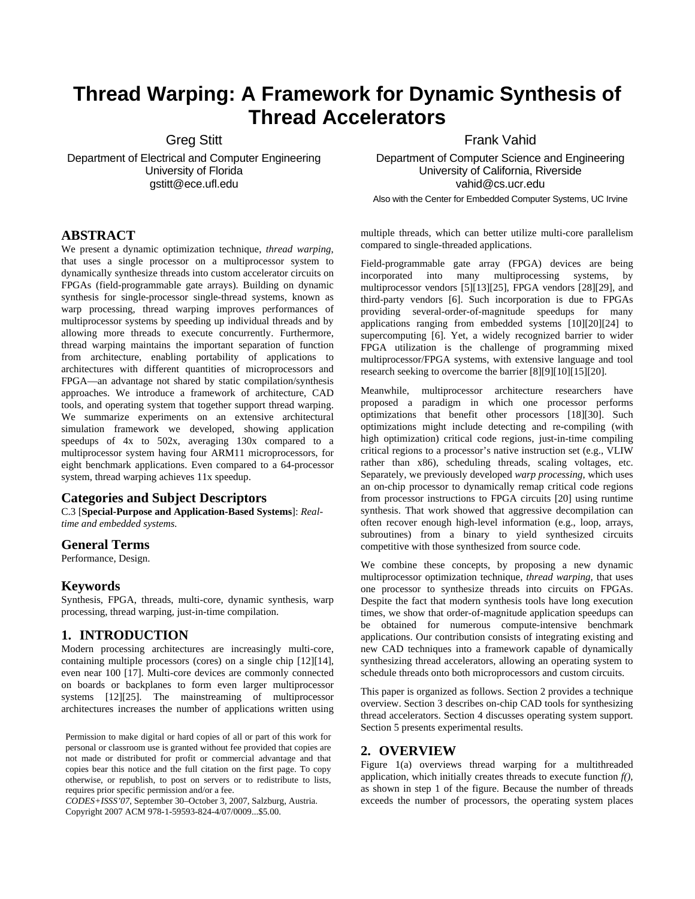# Thread Warping: A Framework for Dynamic Synthesis of Thread Accelerators

Greg Stitt
Department of Electrical and Computer Engineering
University of Florida
gstitt@ece.ufl.edu

Frank Vahid
Department of Computer Science and Engineering
University of California, Riverside
vahid@cs.ucr.edu
Also with the Center for Embedded Computer Systems, UC Irvine

## ABSTRACT

We present a dynamic optimization technique, *thread warping*, that uses a single processor on a multiprocessor system to dynamically synthesize threads into custom accelerator circuits on FPGAs (field-programmable gate arrays). Building on dynamic synthesis for single-processor single-thread systems, known as warp processing, thread warping improves performances of multiprocessor systems by speeding up individual threads and by allowing more threads to execute concurrently. Furthermore, thread warping maintains the important separation of function from architecture, enabling portability of applications to architectures with different quantities of microprocessors and FPGA—an advantage not shared by static compilation/synthesis approaches. We introduce a framework of architecture, CAD tools, and operating system that together support thread warping. We summarize experiments on an extensive architectural simulation framework we developed, showing application speedups of 4x to 502x, averaging 130x compared to a multiprocessor system having four ARM11 microprocessors, for eight benchmark applications. Even compared to a 64-processor system, thread warping achieves 11x speedup.

### Categories and Subject Descriptors

C.3 [**Special-Purpose and Application-Based Systems**]: *Real-time and embedded systems.*

### General Terms

Performance, Design.

### Keywords

Synthesis, FPGA, threads, multi-core, dynamic synthesis, warp processing, thread warping, just-in-time compilation.

## 1. INTRODUCTION

Modern processing architectures are increasingly multi-core, containing multiple processors (cores) on a single chip [12][14], even near 100 [17]. Multi-core devices are commonly connected on boards or backplanes to form even larger multiprocessor systems [12][25]. The mainstreaming of multiprocessor architectures increases the number of applications written using multiple threads, which can better utilize multi-core parallelism compared to single-threaded applications.

Field-programmable gate array (FPGA) devices are being incorporated into many multiprocessing systems, by multiprocessor vendors [5][13][25], FPGA vendors [28][29], and third-party vendors [6]. Such incorporation is due to FPGAs providing several-order-of-magnitude speedups for many applications ranging from embedded systems [10][20][24] to supercomputing [6]. Yet, a widely recognized barrier to wider FPGA utilization is the challenge of programming mixed multiprocessor/FPGA systems, with extensive language and tool research seeking to overcome the barrier [8][9][10][15][20].

Meanwhile, multiprocessor architecture researchers have proposed a paradigm in which one processor performs optimizations that benefit other processors [18][30]. Such optimizations might include detecting and re-compiling (with high optimization) critical code regions, just-in-time compiling critical regions to a processor's native instruction set (e.g., VLIW rather than x86), scheduling threads, scaling voltages, etc. Separately, we previously developed *warp processing*, which uses an on-chip processor to dynamically remap critical code regions from processor instructions to FPGA circuits [20] using runtime synthesis. That work showed that aggressive decompilation can often recover enough high-level information (e.g., loop, arrays, subroutines) from a binary to yield synthesized circuits competitive with those synthesized from source code.

We combine these concepts, by proposing a new dynamic multiprocessor optimization technique, *thread warping*, that uses one processor to synthesize threads into circuits on FPGAs. Despite the fact that modern synthesis tools have long execution times, we show that order-of-magnitude application speedups can be obtained for numerous compute-intensive benchmark applications. Our contribution consists of integrating existing and new CAD techniques into a framework capable of dynamically synthesizing thread accelerators, allowing an operating system to schedule threads onto both microprocessors and custom circuits.

This paper is organized as follows. Section 2 provides a technique overview. Section 3 describes on-chip CAD tools for synthesizing thread accelerators. Section 4 discusses operating system support. Section 5 presents experimental results.

## 2. OVERVIEW

Figure 1(a) overviews thread warping for a multithreaded application, which initially creates threads to execute function *f()*, as shown in step 1 of the figure. Because the number of threads exceeds the number of processors, the operating system places

Permission to make digital or hard copies of all or part of this work for personal or classroom use is granted without fee provided that copies are not made or distributed for profit or commercial advantage and that copies bear this notice and the full citation on the first page. To copy otherwise, or republish, to post on servers or to redistribute to lists, requires prior specific permission and/or a fee.
*CODES+ISSS'07*, September 30–October 3, 2007, Salzburg, Austria.
Copyright 2007 ACM 978-1-59593-824-4/07/0009...$5.00.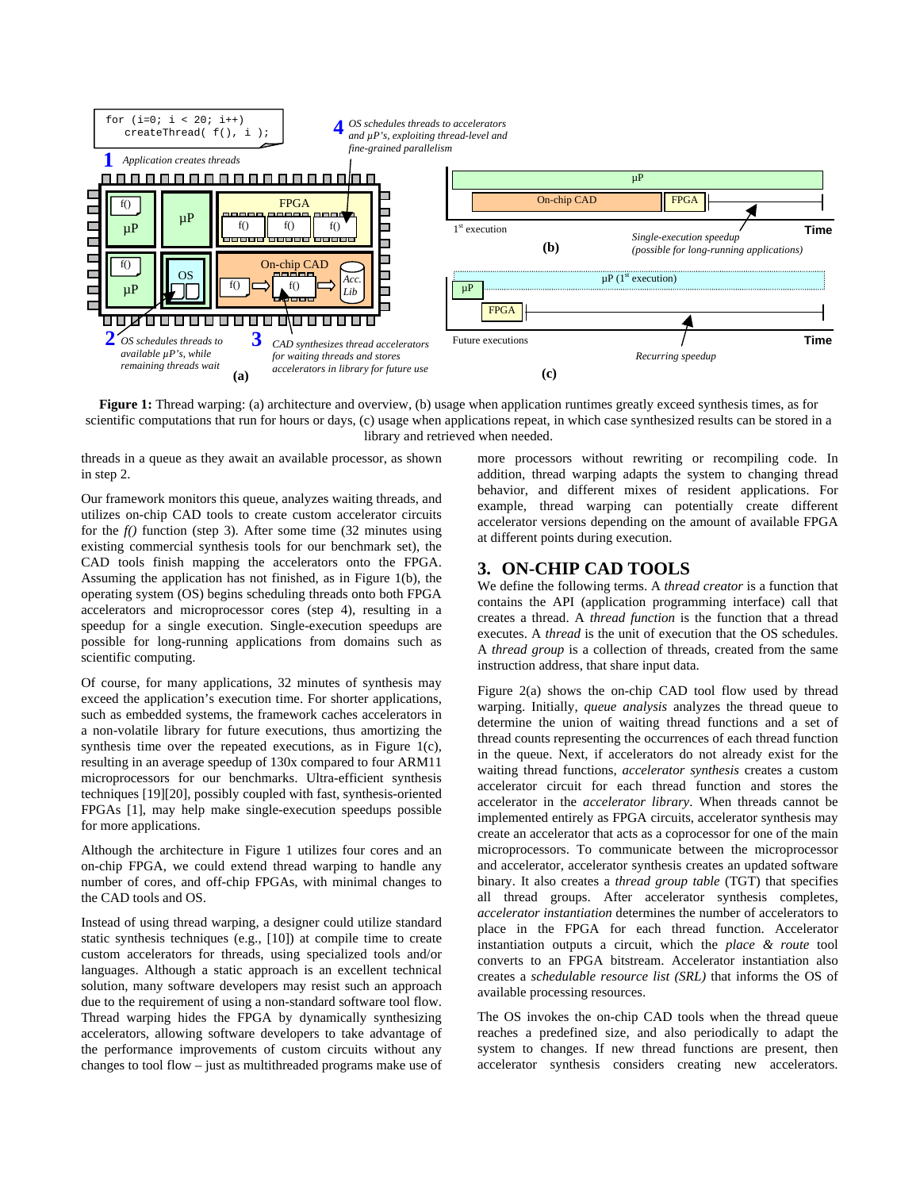for (i=0; i < 20; i++)
    createThread( f(), i );

1 Application creates threads

4 OS schedules threads to accelerators and µP's, exploiting thread-level and fine-grained parallelism

FPGA

f() f() f()

µP µP µP

OS

On-chip CAD

Acc. Lib

2 OS schedules threads to available µP's, while remaining threads wait

3 CAD synthesizes thread accelerators for waiting threads and stores accelerators in library for future use

(a)

µP

On-chip CAD FPGA

1st execution

Time

Single-execution speedup (possible for long-running applications)

(b)

µP (1st execution)

µP

FPGA

Future executions

Time

Recurring speedup

(c)

**Figure 1:** Thread warping: (a) architecture and overview, (b) usage when application runtimes greatly exceed synthesis times, as for scientific computations that run for hours or days, (c) usage when applications repeat, in which case synthesized results can be stored in a library and retrieved when needed.

threads in a queue as they await an available processor, as shown in step 2.

Our framework monitors this queue, analyzes waiting threads, and utilizes on-chip CAD tools to create custom accelerator circuits for the *f()* function (step 3). After some time (32 minutes using existing commercial synthesis tools for our benchmark set), the CAD tools finish mapping the accelerators onto the FPGA. Assuming the application has not finished, as in Figure 1(b), the operating system (OS) begins scheduling threads onto both FPGA accelerators and microprocessor cores (step 4), resulting in a speedup for a single execution. Single-execution speedups are possible for long-running applications from domains such as scientific computing.

Of course, for many applications, 32 minutes of synthesis may exceed the application's execution time. For shorter applications, such as embedded systems, the framework caches accelerators in a non-volatile library for future executions, thus amortizing the synthesis time over the repeated executions, as in Figure 1(c), resulting in an average speedup of 130x compared to four ARM11 microprocessors for our benchmarks. Ultra-efficient synthesis techniques [19][20], possibly coupled with fast, synthesis-oriented FPGAs [1], may help make single-execution speedups possible for more applications.

Although the architecture in Figure 1 utilizes four cores and an on-chip FPGA, we could extend thread warping to handle any number of cores, and off-chip FPGAs, with minimal changes to the CAD tools and OS.

Instead of using thread warping, a designer could utilize standard static synthesis techniques (e.g., [10]) at compile time to create custom accelerators for threads, using specialized tools and/or languages. Although a static approach is an excellent technical solution, many software developers may resist such an approach due to the requirement of using a non-standard software tool flow. Thread warping hides the FPGA by dynamically synthesizing accelerators, allowing software developers to take advantage of the performance improvements of custom circuits without any changes to tool flow – just as multithreaded programs make use of more processors without rewriting or recompiling code. In addition, thread warping adapts the system to changing thread behavior, and different mixes of resident applications. For example, thread warping can potentially create different accelerator versions depending on the amount of available FPGA at different points during execution.

## 3. ON-CHIP CAD TOOLS

We define the following terms. A *thread creator* is a function that contains the API (application programming interface) call that creates a thread. A *thread function* is the function that a thread executes. A *thread* is the unit of execution that the OS schedules. A *thread group* is a collection of threads, created from the same instruction address, that share input data.

Figure 2(a) shows the on-chip CAD tool flow used by thread warping. Initially, *queue analysis* analyzes the thread queue to determine the union of waiting thread functions and a set of thread counts representing the occurrences of each thread function in the queue. Next, if accelerators do not already exist for the waiting thread functions, *accelerator synthesis* creates a custom accelerator circuit for each thread function and stores the accelerator in the *accelerator library*. When threads cannot be implemented entirely as FPGA circuits, accelerator synthesis may create an accelerator that acts as a coprocessor for one of the main microprocessors. To communicate between the microprocessor and accelerator, accelerator synthesis creates an updated software binary. It also creates a *thread group table* (TGT) that specifies all thread groups. After accelerator synthesis completes, *accelerator instantiation* determines the number of accelerators to place in the FPGA for each thread function. Accelerator instantiation outputs a circuit, which the *place & route* tool converts to an FPGA bitstream. Accelerator instantiation also creates a *schedulable resource list (SRL)* that informs the OS of available processing resources.

The OS invokes the on-chip CAD tools when the thread queue reaches a predefined size, and also periodically to adapt the system to changes. If new thread functions are present, then accelerator synthesis considers creating new accelerators.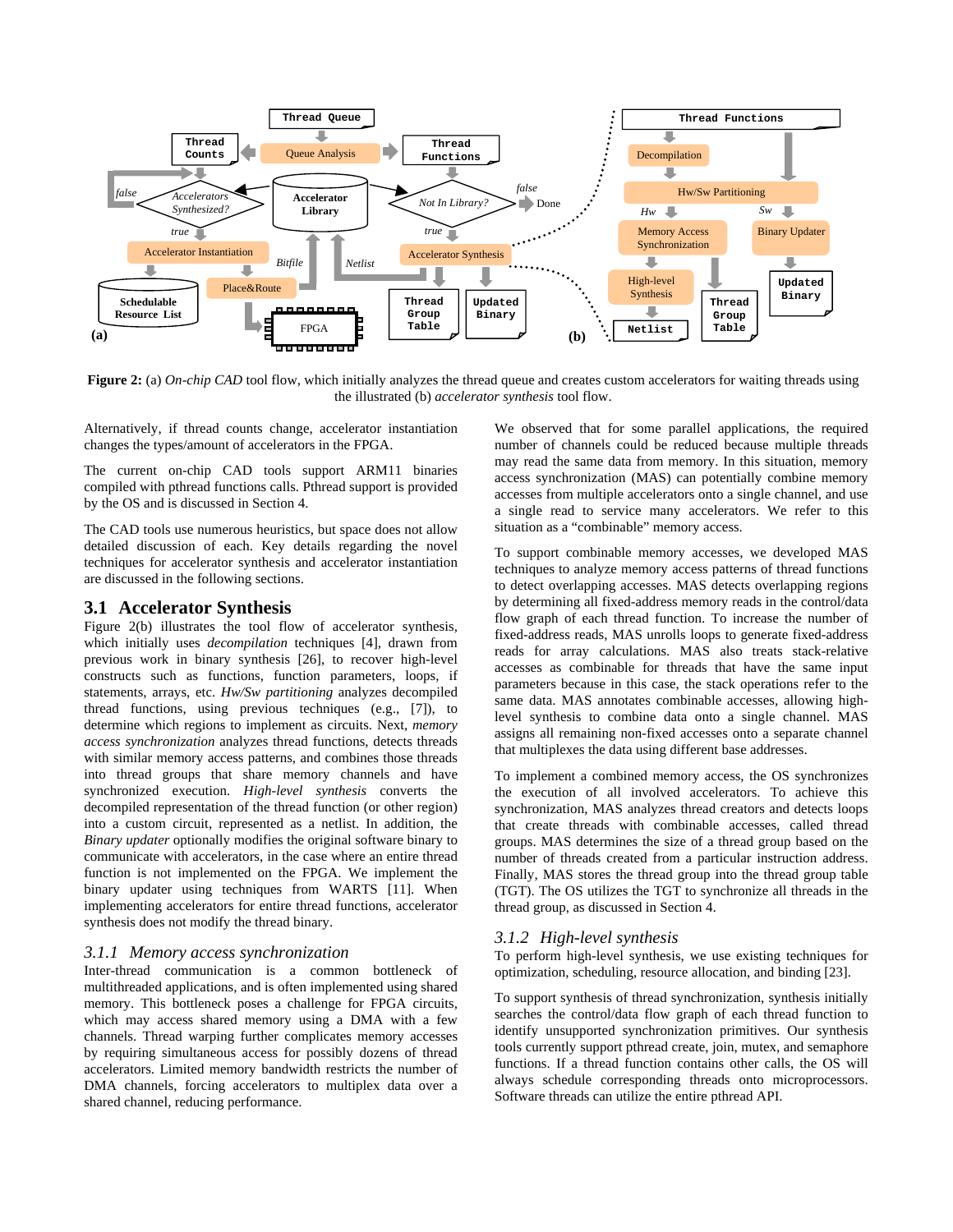Thread Queue
Thread Counts
Queue Analysis
Thread Functions
false
Accelerators Synthesized?
Accelerator Library
Not In Library?
false
Done
true
true
Accelerator Instantiation
Bitfile
Netlist
Accelerator Synthesis
Schedulable Resource List
Place&Route
FPGA
Thread Group Table
Updated Binary
(a)
Thread Functions
Decompilation
Hw/Sw Partitioning
Hw
Sw
Memory Access Synchronization
Binary Updater
High-level Synthesis
Thread Group Table
Updated Binary
Netlist
(b)

**Figure 2:** (a) *On-chip CAD* tool flow, which initially analyzes the thread queue and creates custom accelerators for waiting threads using the illustrated (b) *accelerator synthesis* tool flow.

Alternatively, if thread counts change, accelerator instantiation changes the types/amount of accelerators in the FPGA.

The current on-chip CAD tools support ARM11 binaries compiled with pthread functions calls. Pthread support is provided by the OS and is discussed in Section 4.

The CAD tools use numerous heuristics, but space does not allow detailed discussion of each. Key details regarding the novel techniques for accelerator synthesis and accelerator instantiation are discussed in the following sections.

## 3.1 Accelerator Synthesis

Figure 2(b) illustrates the tool flow of accelerator synthesis, which initially uses *decompilation* techniques [4], drawn from previous work in binary synthesis [26], to recover high-level constructs such as functions, function parameters, loops, if statements, arrays, etc. *Hw/Sw partitioning* analyzes decompiled thread functions, using previous techniques (e.g., [7]), to determine which regions to implement as circuits. Next, *memory access synchronization* analyzes thread functions, detects threads with similar memory access patterns, and combines those threads into thread groups that share memory channels and have synchronized execution. *High-level synthesis* converts the decompiled representation of the thread function (or other region) into a custom circuit, represented as a netlist. In addition, the *Binary updater* optionally modifies the original software binary to communicate with accelerators, in the case where an entire thread function is not implemented on the FPGA. We implement the binary updater using techniques from WARTS [11]. When implementing accelerators for entire thread functions, accelerator synthesis does not modify the thread binary.

### *3.1.1 Memory access synchronization*

Inter-thread communication is a common bottleneck of multithreaded applications, and is often implemented using shared memory. This bottleneck poses a challenge for FPGA circuits, which may access shared memory using a DMA with a few channels. Thread warping further complicates memory accesses by requiring simultaneous access for possibly dozens of thread accelerators. Limited memory bandwidth restricts the number of DMA channels, forcing accelerators to multiplex data over a shared channel, reducing performance.

We observed that for some parallel applications, the required number of channels could be reduced because multiple threads may read the same data from memory. In this situation, memory access synchronization (MAS) can potentially combine memory accesses from multiple accelerators onto a single channel, and use a single read to service many accelerators. We refer to this situation as a "combinable" memory access.

To support combinable memory accesses, we developed MAS techniques to analyze memory access patterns of thread functions to detect overlapping accesses. MAS detects overlapping regions by determining all fixed-address memory reads in the control/data flow graph of each thread function. To increase the number of fixed-address reads, MAS unrolls loops to generate fixed-address reads for array calculations. MAS also treats stack-relative accesses as combinable for threads that have the same input parameters because in this case, the stack operations refer to the same data. MAS annotates combinable accesses, allowing high-level synthesis to combine data onto a single channel. MAS assigns all remaining non-fixed accesses onto a separate channel that multiplexes the data using different base addresses.

To implement a combined memory access, the OS synchronizes the execution of all involved accelerators. To achieve this synchronization, MAS analyzes thread creators and detects loops that create threads with combinable accesses, called thread groups. MAS determines the size of a thread group based on the number of threads created from a particular instruction address. Finally, MAS stores the thread group into the thread group table (TGT). The OS utilizes the TGT to synchronize all threads in the thread group, as discussed in Section 4.

### *3.1.2 High-level synthesis*

To perform high-level synthesis, we use existing techniques for optimization, scheduling, resource allocation, and binding [23].

To support synthesis of thread synchronization, synthesis initially searches the control/data flow graph of each thread function to identify unsupported synchronization primitives. Our synthesis tools currently support pthread create, join, mutex, and semaphore functions. If a thread function contains other calls, the OS will always schedule corresponding threads onto microprocessors. Software threads can utilize the entire pthread API.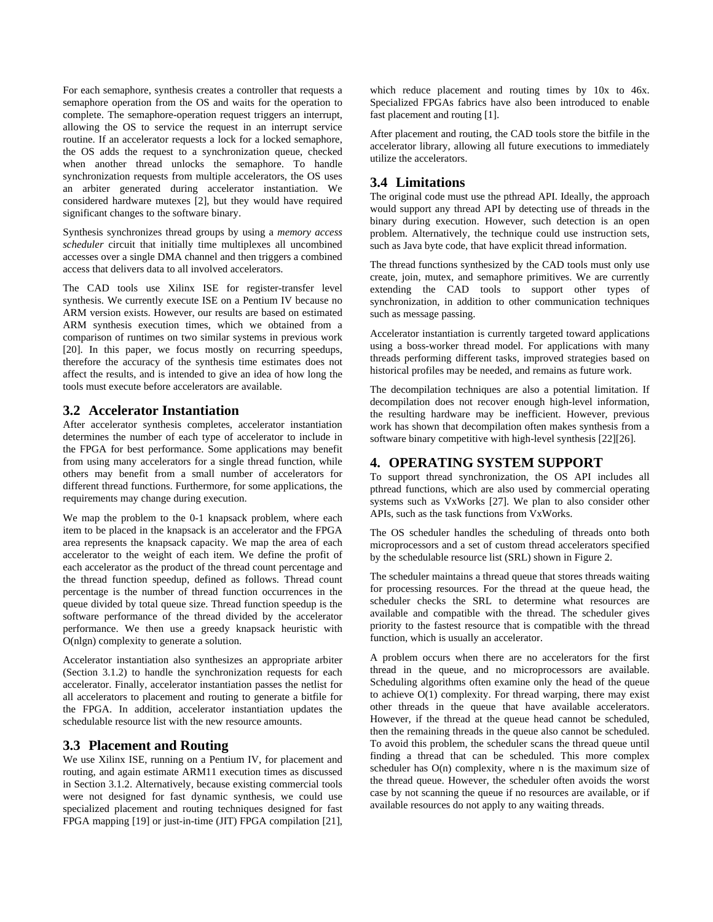For each semaphore, synthesis creates a controller that requests a semaphore operation from the OS and waits for the operation to complete. The semaphore-operation request triggers an interrupt, allowing the OS to service the request in an interrupt service routine. If an accelerator requests a lock for a locked semaphore, the OS adds the request to a synchronization queue, checked when another thread unlocks the semaphore. To handle synchronization requests from multiple accelerators, the OS uses an arbiter generated during accelerator instantiation. We considered hardware mutexes [2], but they would have required significant changes to the software binary.

Synthesis synchronizes thread groups by using a *memory access scheduler* circuit that initially time multiplexes all uncombined accesses over a single DMA channel and then triggers a combined access that delivers data to all involved accelerators.

The CAD tools use Xilinx ISE for register-transfer level synthesis. We currently execute ISE on a Pentium IV because no ARM version exists. However, our results are based on estimated ARM synthesis execution times, which we obtained from a comparison of runtimes on two similar systems in previous work [20]. In this paper, we focus mostly on recurring speedups, therefore the accuracy of the synthesis time estimates does not affect the results, and is intended to give an idea of how long the tools must execute before accelerators are available.

## 3.2 Accelerator Instantiation

After accelerator synthesis completes, accelerator instantiation determines the number of each type of accelerator to include in the FPGA for best performance. Some applications may benefit from using many accelerators for a single thread function, while others may benefit from a small number of accelerators for different thread functions. Furthermore, for some applications, the requirements may change during execution.

We map the problem to the 0-1 knapsack problem, where each item to be placed in the knapsack is an accelerator and the FPGA area represents the knapsack capacity. We map the area of each accelerator to the weight of each item. We define the profit of each accelerator as the product of the thread count percentage and the thread function speedup, defined as follows. Thread count percentage is the number of thread function occurrences in the queue divided by total queue size. Thread function speedup is the software performance of the thread divided by the accelerator performance. We then use a greedy knapsack heuristic with O(nlgn) complexity to generate a solution.

Accelerator instantiation also synthesizes an appropriate arbiter (Section 3.1.2) to handle the synchronization requests for each accelerator. Finally, accelerator instantiation passes the netlist for all accelerators to placement and routing to generate a bitfile for the FPGA. In addition, accelerator instantiation updates the schedulable resource list with the new resource amounts.

## 3.3 Placement and Routing

We use Xilinx ISE, running on a Pentium IV, for placement and routing, and again estimate ARM11 execution times as discussed in Section 3.1.2. Alternatively, because existing commercial tools were not designed for fast dynamic synthesis, we could use specialized placement and routing techniques designed for fast FPGA mapping [19] or just-in-time (JIT) FPGA compilation [21], which reduce placement and routing times by 10x to 46x. Specialized FPGAs fabrics have also been introduced to enable fast placement and routing [1].

After placement and routing, the CAD tools store the bitfile in the accelerator library, allowing all future executions to immediately utilize the accelerators.

## 3.4 Limitations

The original code must use the pthread API. Ideally, the approach would support any thread API by detecting use of threads in the binary during execution. However, such detection is an open problem. Alternatively, the technique could use instruction sets, such as Java byte code, that have explicit thread information.

The thread functions synthesized by the CAD tools must only use create, join, mutex, and semaphore primitives. We are currently extending the CAD tools to support other types of synchronization, in addition to other communication techniques such as message passing.

Accelerator instantiation is currently targeted toward applications using a boss-worker thread model. For applications with many threads performing different tasks, improved strategies based on historical profiles may be needed, and remains as future work.

The decompilation techniques are also a potential limitation. If decompilation does not recover enough high-level information, the resulting hardware may be inefficient. However, previous work has shown that decompilation often makes synthesis from a software binary competitive with high-level synthesis [22][26].

# 4. OPERATING SYSTEM SUPPORT

To support thread synchronization, the OS API includes all pthread functions, which are also used by commercial operating systems such as VxWorks [27]. We plan to also consider other APIs, such as the task functions from VxWorks.

The OS scheduler handles the scheduling of threads onto both microprocessors and a set of custom thread accelerators specified by the schedulable resource list (SRL) shown in Figure 2.

The scheduler maintains a thread queue that stores threads waiting for processing resources. For the thread at the queue head, the scheduler checks the SRL to determine what resources are available and compatible with the thread. The scheduler gives priority to the fastest resource that is compatible with the thread function, which is usually an accelerator.

A problem occurs when there are no accelerators for the first thread in the queue, and no microprocessors are available. Scheduling algorithms often examine only the head of the queue to achieve O(1) complexity. For thread warping, there may exist other threads in the queue that have available accelerators. However, if the thread at the queue head cannot be scheduled, then the remaining threads in the queue also cannot be scheduled. To avoid this problem, the scheduler scans the thread queue until finding a thread that can be scheduled. This more complex scheduler has O(n) complexity, where n is the maximum size of the thread queue. However, the scheduler often avoids the worst case by not scanning the queue if no resources are available, or if available resources do not apply to any waiting threads.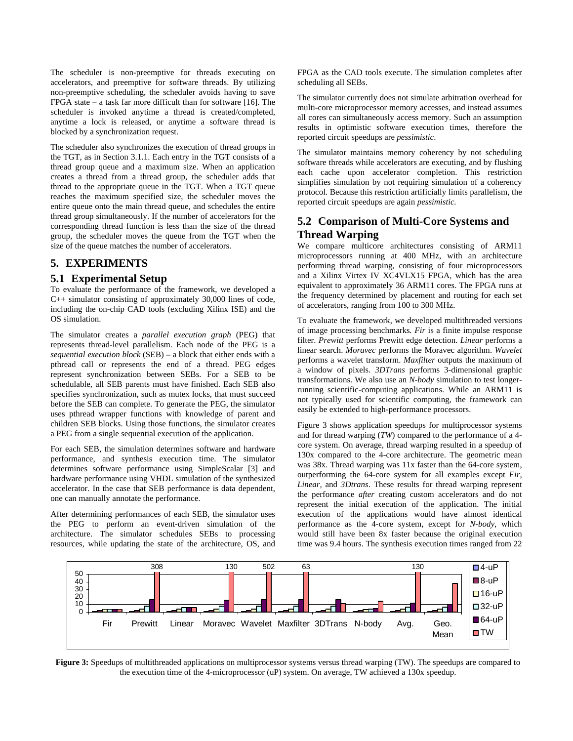The scheduler is non-preemptive for threads executing on accelerators, and preemptive for software threads. By utilizing non-preemptive scheduling, the scheduler avoids having to save FPGA state – a task far more difficult than for software [16]. The scheduler is invoked anytime a thread is created/completed, anytime a lock is released, or anytime a software thread is blocked by a synchronization request.

The scheduler also synchronizes the execution of thread groups in the TGT, as in Section 3.1.1. Each entry in the TGT consists of a thread group queue and a maximum size. When an application creates a thread from a thread group, the scheduler adds that thread to the appropriate queue in the TGT. When a TGT queue reaches the maximum specified size, the scheduler moves the entire queue onto the main thread queue, and schedules the entire thread group simultaneously. If the number of accelerators for the corresponding thread function is less than the size of the thread group, the scheduler moves the queue from the TGT when the size of the queue matches the number of accelerators.

# 5. EXPERIMENTS

## 5.1 Experimental Setup

To evaluate the performance of the framework, we developed a C++ simulator consisting of approximately 30,000 lines of code, including the on-chip CAD tools (excluding Xilinx ISE) and the OS simulation.

The simulator creates a *parallel execution graph* (PEG) that represents thread-level parallelism. Each node of the PEG is a *sequential execution block* (SEB) – a block that either ends with a pthread call or represents the end of a thread. PEG edges represent synchronization between SEBs. For a SEB to be schedulable, all SEB parents must have finished. Each SEB also specifies synchronization, such as mutex locks, that must succeed before the SEB can complete. To generate the PEG, the simulator uses pthread wrapper functions with knowledge of parent and children SEB blocks. Using those functions, the simulator creates a PEG from a single sequential execution of the application.

For each SEB, the simulation determines software and hardware performance, and synthesis execution time. The simulator determines software performance using SimpleScalar [3] and hardware performance using VHDL simulation of the synthesized accelerator. In the case that SEB performance is data dependent, one can manually annotate the performance.

After determining performances of each SEB, the simulator uses the PEG to perform an event-driven simulation of the architecture. The simulator schedules SEBs to processing resources, while updating the state of the architecture, OS, and FPGA as the CAD tools execute. The simulation completes after scheduling all SEBs.

The simulator currently does not simulate arbitration overhead for multi-core microprocessor memory accesses, and instead assumes all cores can simultaneously access memory. Such an assumption results in optimistic software execution times, therefore the reported circuit speedups are *pessimistic*.

The simulator maintains memory coherency by not scheduling software threads while accelerators are executing, and by flushing each cache upon accelerator completion. This restriction simplifies simulation by not requiring simulation of a coherency protocol. Because this restriction artificially limits parallelism, the reported circuit speedups are again *pessimistic*.

## 5.2 Comparison of Multi-Core Systems and Thread Warping

We compare multicore architectures consisting of ARM11 microprocessors running at 400 MHz, with an architecture performing thread warping, consisting of four microprocessors and a Xilinx Virtex IV XC4VLX15 FPGA, which has the area equivalent to approximately 36 ARM11 cores. The FPGA runs at the frequency determined by placement and routing for each set of accelerators, ranging from 100 to 300 MHz.

To evaluate the framework, we developed multithreaded versions of image processing benchmarks. *Fir* is a finite impulse response filter. *Prewitt* performs Prewitt edge detection. *Linear* performs a linear search. *Moravec* performs the Moravec algorithm. *Wavelet* performs a wavelet transform. *Maxfilter* outputs the maximum of a window of pixels. *3DTrans* performs 3-dimensional graphic transformations. We also use an *N-body* simulation to test longer-running scientific-computing applications. While an ARM11 is not typically used for scientific computing, the framework can easily be extended to high-performance processors.

Figure 3 shows application speedups for multiprocessor systems and for thread warping (*TW*) compared to the performance of a 4-core system. On average, thread warping resulted in a speedup of 130x compared to the 4-core architecture. The geometric mean was 38x. Thread warping was 11x faster than the 64-core system, outperforming the 64-core system for all examples except *Fir*, *Linear*, and *3Dtrans*. These results for thread warping represent the performance *after* creating custom accelerators and do not represent the initial execution of the application. The initial execution of the applications would have almost identical performance as the 4-core system, except for *N-body*, which would still have been 8x faster because the original execution time was 9.4 hours. The synthesis execution times ranged from 22

**Figure 3:** Speedups of multithreaded applications on multiprocessor systems versus thread warping (TW). The speedups are compared to the execution time of the 4-microprocessor (uP) system. On average, TW achieved a 130x speedup.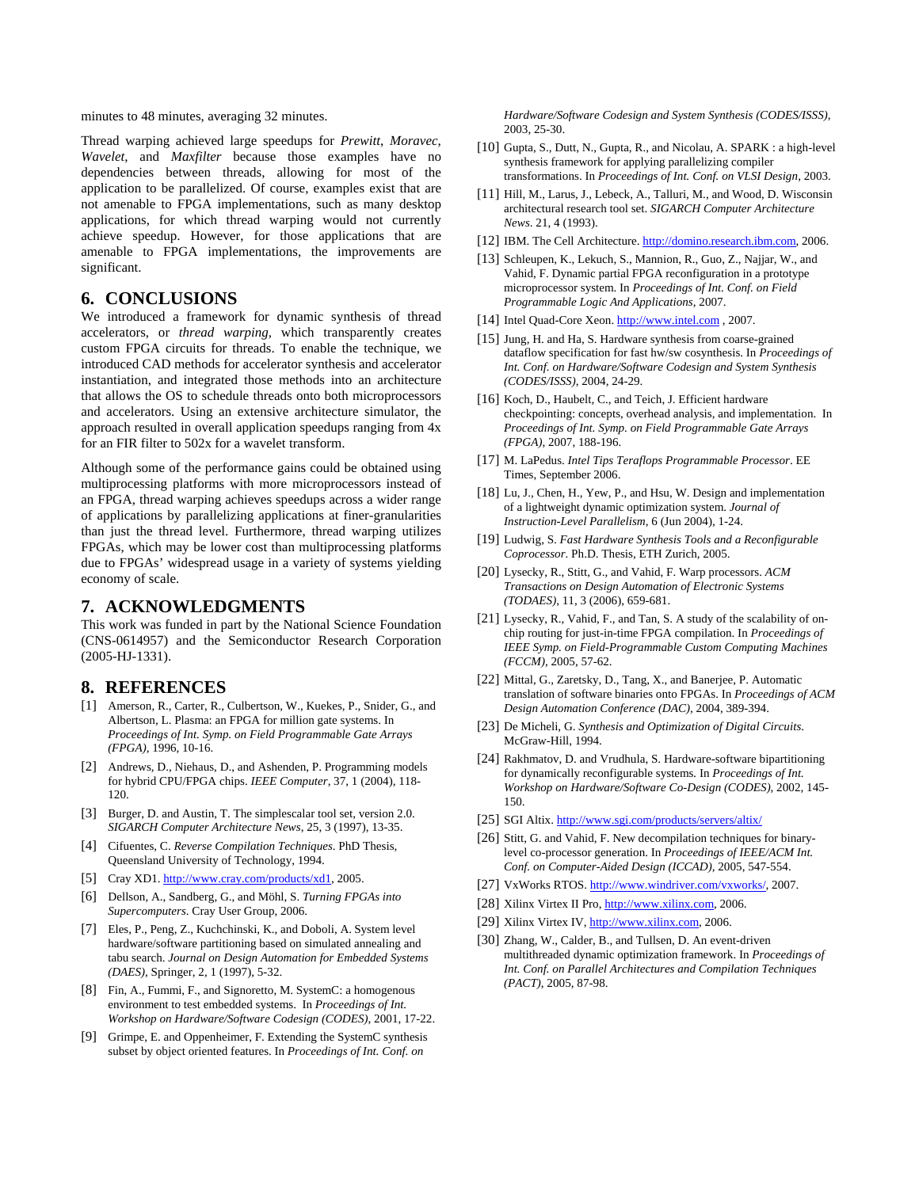minutes to 48 minutes, averaging 32 minutes.

Thread warping achieved large speedups for *Prewitt*, *Moravec*, *Wavelet*, and *Maxfilter* because those examples have no dependencies between threads, allowing for most of the application to be parallelized. Of course, examples exist that are not amenable to FPGA implementations, such as many desktop applications, for which thread warping would not currently achieve speedup. However, for those applications that are amenable to FPGA implementations, the improvements are significant.

## 6. CONCLUSIONS

We introduced a framework for dynamic synthesis of thread accelerators, or *thread warping*, which transparently creates custom FPGA circuits for threads. To enable the technique, we introduced CAD methods for accelerator synthesis and accelerator instantiation, and integrated those methods into an architecture that allows the OS to schedule threads onto both microprocessors and accelerators. Using an extensive architecture simulator, the approach resulted in overall application speedups ranging from 4x for an FIR filter to 502x for a wavelet transform.

Although some of the performance gains could be obtained using multiprocessing platforms with more microprocessors instead of an FPGA, thread warping achieves speedups across a wider range of applications by parallelizing applications at finer-granularities than just the thread level. Furthermore, thread warping utilizes FPGAs, which may be lower cost than multiprocessing platforms due to FPGAs' widespread usage in a variety of systems yielding economy of scale.

## 7. ACKNOWLEDGMENTS

This work was funded in part by the National Science Foundation (CNS-0614957) and the Semiconductor Research Corporation (2005-HJ-1331).

## 8. REFERENCES

[1] Amerson, R., Carter, R., Culbertson, W., Kuekes, P., Snider, G., and Albertson, L. Plasma: an FPGA for million gate systems. In *Proceedings of Int. Symp. on Field Programmable Gate Arrays (FPGA)*, 1996, 10-16.

[2] Andrews, D., Niehaus, D., and Ashenden, P. Programming models for hybrid CPU/FPGA chips. *IEEE Computer*, 37, 1 (2004), 118-120.

[3] Burger, D. and Austin, T. The simplescalar tool set, version 2.0. *SIGARCH Computer Architecture News*, 25, 3 (1997), 13-35.

[4] Cifuentes, C. *Reverse Compilation Techniques*. PhD Thesis, Queensland University of Technology, 1994.

[5] Cray XD1. http://www.cray.com/products/xd1, 2005.

[6] Dellson, A., Sandberg, G., and Möhl, S. *Turning FPGAs into Supercomputers*. Cray User Group, 2006.

[7] Eles, P., Peng, Z., Kuchchinski, K., and Doboli, A. System level hardware/software partitioning based on simulated annealing and tabu search. *Journal on Design Automation for Embedded Systems (DAES)*, Springer, 2, 1 (1997), 5-32.

[8] Fin, A., Fummi, F., and Signoretto, M. SystemC: a homogenous environment to test embedded systems. In *Proceedings of Int. Workshop on Hardware/Software Codesign (CODES)*, 2001, 17-22.

[9] Grimpe, E. and Oppenheimer, F. Extending the SystemC synthesis subset by object oriented features. In *Proceedings of Int. Conf. on Hardware/Software Codesign and System Synthesis (CODES/ISSS)*, 2003, 25-30.

[10] Gupta, S., Dutt, N., Gupta, R., and Nicolau, A. SPARK : a high-level synthesis framework for applying parallelizing compiler transformations. In *Proceedings of Int. Conf. on VLSI Design*, 2003.

[11] Hill, M., Larus, J., Lebeck, A., Talluri, M., and Wood, D. Wisconsin architectural research tool set. *SIGARCH Computer Architecture News*. 21, 4 (1993).

[12] IBM. The Cell Architecture. http://domino.research.ibm.com, 2006.

[13] Schleupen, K., Lekuch, S., Mannion, R., Guo, Z., Najjar, W., and Vahid, F. Dynamic partial FPGA reconfiguration in a prototype microprocessor system. In *Proceedings of Int. Conf. on Field Programmable Logic And Applications*, 2007.

[14] Intel Quad-Core Xeon. http://www.intel.com , 2007.

[15] Jung, H. and Ha, S. Hardware synthesis from coarse-grained dataflow specification for fast hw/sw cosynthesis. In *Proceedings of Int. Conf. on Hardware/Software Codesign and System Synthesis (CODES/ISSS)*, 2004, 24-29.

[16] Koch, D., Haubelt, C., and Teich, J. Efficient hardware checkpointing: concepts, overhead analysis, and implementation. In *Proceedings of Int. Symp. on Field Programmable Gate Arrays (FPGA)*, 2007, 188-196.

[17] M. LaPedus. *Intel Tips Teraflops Programmable Processor*. EE Times, September 2006.

[18] Lu, J., Chen, H., Yew, P., and Hsu, W. Design and implementation of a lightweight dynamic optimization system. *Journal of Instruction-Level Parallelism*, 6 (Jun 2004), 1-24.

[19] Ludwig, S. *Fast Hardware Synthesis Tools and a Reconfigurable Coprocessor*. Ph.D. Thesis, ETH Zurich, 2005.

[20] Lysecky, R., Stitt, G., and Vahid, F. Warp processors. *ACM Transactions on Design Automation of Electronic Systems (TODAES)*, 11, 3 (2006), 659-681.

[21] Lysecky, R., Vahid, F., and Tan, S. A study of the scalability of on-chip routing for just-in-time FPGA compilation. In *Proceedings of IEEE Symp. on Field-Programmable Custom Computing Machines (FCCM)*, 2005, 57-62.

[22] Mittal, G., Zaretsky, D., Tang, X., and Banerjee, P. Automatic translation of software binaries onto FPGAs. In *Proceedings of ACM Design Automation Conference (DAC)*, 2004, 389-394.

[23] De Micheli, G. *Synthesis and Optimization of Digital Circuits*. McGraw-Hill, 1994.

[24] Rakhmatov, D. and Vrudhula, S. Hardware-software bipartitioning for dynamically reconfigurable systems. In *Proceedings of Int. Workshop on Hardware/Software Co-Design (CODES)*, 2002, 145-150.

[25] SGI Altix. http://www.sgi.com/products/servers/altix/

[26] Stitt, G. and Vahid, F. New decompilation techniques for binary-level co-processor generation. In *Proceedings of IEEE/ACM Int. Conf. on Computer-Aided Design (ICCAD)*, 2005, 547-554.

[27] VxWorks RTOS. http://www.windriver.com/vxworks/, 2007.

[28] Xilinx Virtex II Pro, http://www.xilinx.com, 2006.

[29] Xilinx Virtex IV, http://www.xilinx.com, 2006.

[30] Zhang, W., Calder, B., and Tullsen, D. An event-driven multithreaded dynamic optimization framework. In *Proceedings of Int. Conf. on Parallel Architectures and Compilation Techniques (PACT)*, 2005, 87-98.